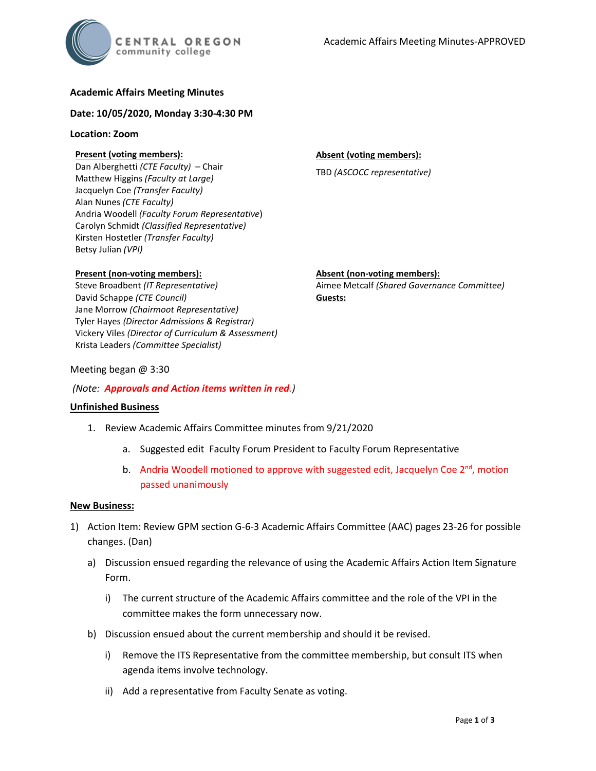# Academic Affairs Meeting Minutes

**Date: 10/05/2020, Monday 3:30-4:30 PM**

**Location: Zoom**

**Present (voting members):**
Dan Alberghetti *(CTE Faculty)* – Chair
Matthew Higgins *(Faculty at Large)*
Jacquelyn Coe *(Transfer Faculty)*
Alan Nunes *(CTE Faculty)*
Andria Woodell *(Faculty Forum Representative)*
Carolyn Schmidt *(Classified Representative)*
Kirsten Hostetler *(Transfer Faculty)*
Betsy Julian *(VPI)*

**Absent (voting members):**
TBD *(ASCOCC representative)*

**Present (non-voting members):**
Steve Broadbent *(IT Representative)*
David Schappe *(CTE Council)*
Jane Morrow *(Chairmoot Representative)*
Tyler Hayes *(Director Admissions & Registrar)*
Vickery Viles *(Director of Curriculum & Assessment)*
Krista Leaders *(Committee Specialist)*

**Absent (non-voting members):**
Aimee Metcalf *(Shared Governance Committee)*

**Guests:**

Meeting began @ 3:30

*(Note: **Approvals and Action items written in red**.)*

## Unfinished Business

1. Review Academic Affairs Committee minutes from 9/21/2020
   a. Suggested edit Faculty Forum President to Faculty Forum Representative
   b. Andria Woodell motioned to approve with suggested edit, Jacquelyn Coe 2nd, motion passed unanimously

## New Business:

1) Action Item: Review GPM section G-6-3 Academic Affairs Committee (AAC) pages 23-26 for possible changes. (Dan)
   a) Discussion ensued regarding the relevance of using the Academic Affairs Action Item Signature Form.
      i) The current structure of the Academic Affairs committee and the role of the VPI in the committee makes the form unnecessary now.
   b) Discussion ensued about the current membership and should it be revised.
      i) Remove the ITS Representative from the committee membership, but consult ITS when agenda items involve technology.
      ii) Add a representative from Faculty Senate as voting.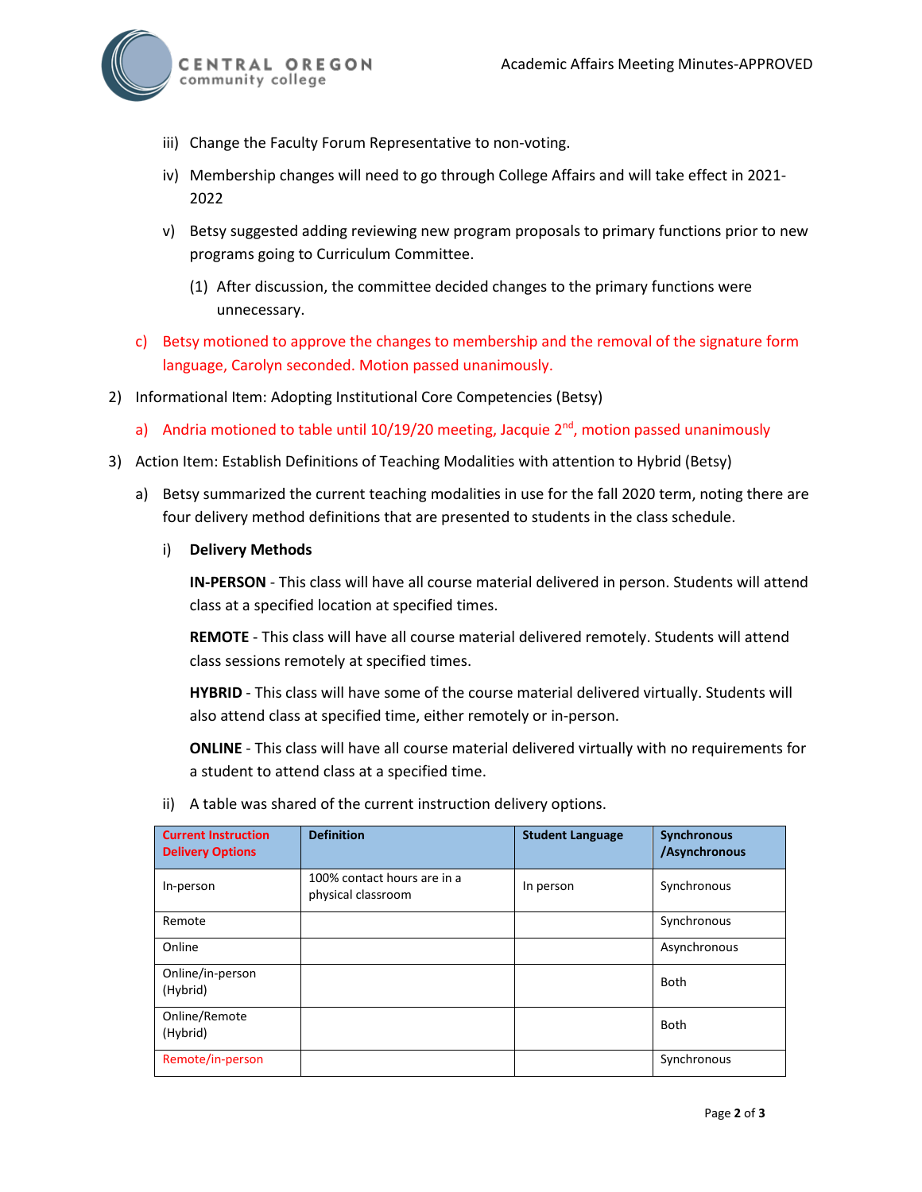iii) Change the Faculty Forum Representative to non-voting.

iv) Membership changes will need to go through College Affairs and will take effect in 2021-2022

v) Betsy suggested adding reviewing new program proposals to primary functions prior to new programs going to Curriculum Committee.

(1) After discussion, the committee decided changes to the primary functions were unnecessary.

c) Betsy motioned to approve the changes to membership and the removal of the signature form language, Carolyn seconded. Motion passed unanimously.

2) Informational Item: Adopting Institutional Core Competencies (Betsy)

a) Andria motioned to table until 10/19/20 meeting, Jacquie 2nd, motion passed unanimously

3) Action Item: Establish Definitions of Teaching Modalities with attention to Hybrid (Betsy)

a) Betsy summarized the current teaching modalities in use for the fall 2020 term, noting there are four delivery method definitions that are presented to students in the class schedule.

i) **Delivery Methods**

**IN-PERSON** - This class will have all course material delivered in person. Students will attend class at a specified location at specified times.

**REMOTE** - This class will have all course material delivered remotely. Students will attend class sessions remotely at specified times.

**HYBRID** - This class will have some of the course material delivered virtually. Students will also attend class at specified time, either remotely or in-person.

**ONLINE** - This class will have all course material delivered virtually with no requirements for a student to attend class at a specified time.

ii) A table was shared of the current instruction delivery options.

| Current Instruction Delivery Options | Definition | Student Language | Synchronous /Asynchronous |
|---|---|---|---|
| In-person | 100% contact hours are in a physical classroom | In person | Synchronous |
| Remote | | | Synchronous |
| Online | | | Asynchronous |
| Online/in-person (Hybrid) | | | Both |
| Online/Remote (Hybrid) | | | Both |
| Remote/in-person | | | Synchronous |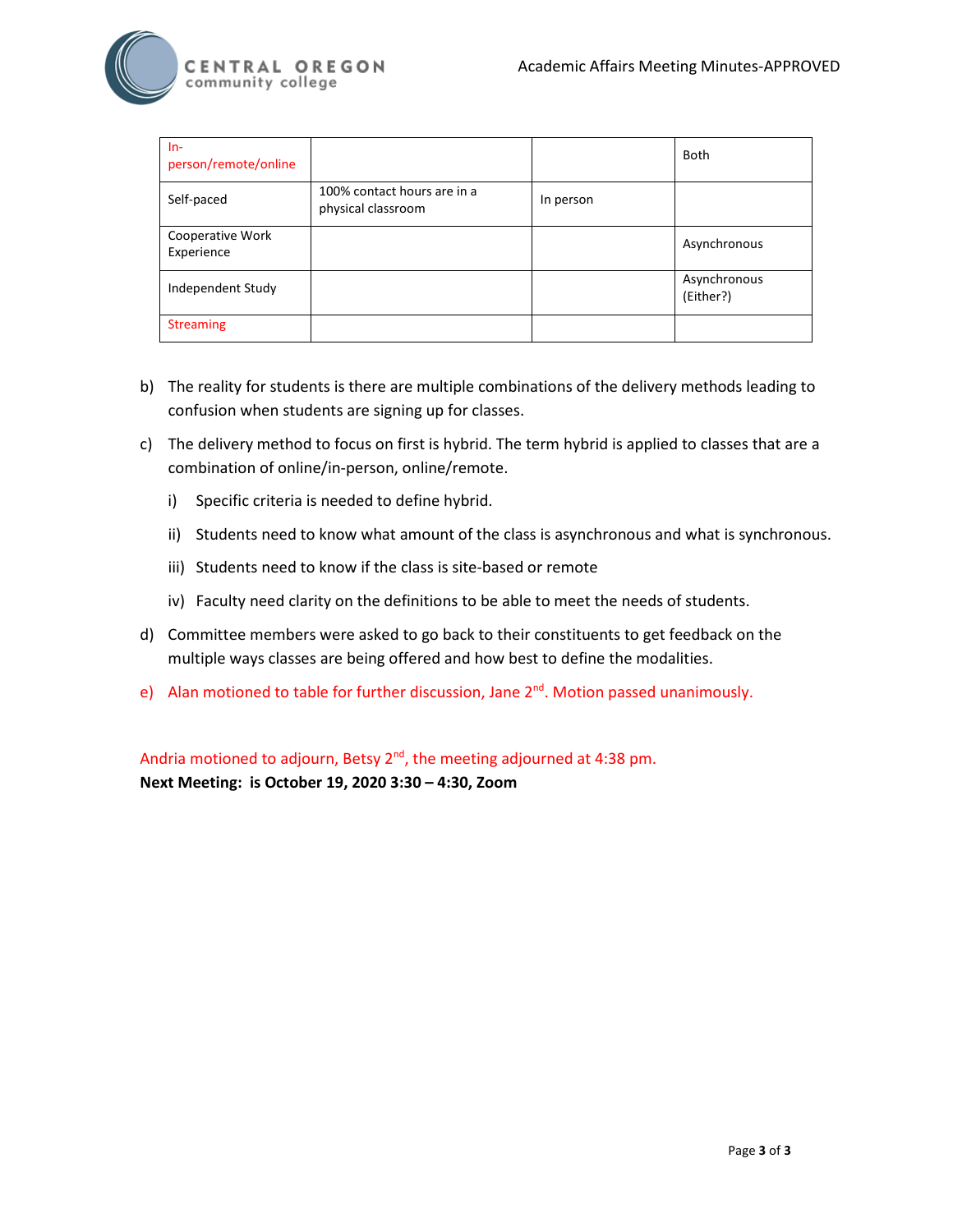| | | | |
|---|---|---|---|
| In-person/remote/online | | | Both |
| Self-paced | 100% contact hours are in a physical classroom | In person | |
| Cooperative Work Experience | | | Asynchronous |
| Independent Study | | | Asynchronous (Either?) |
| Streaming | | | |

b) The reality for students is there are multiple combinations of the delivery methods leading to confusion when students are signing up for classes.

c) The delivery method to focus on first is hybrid. The term hybrid is applied to classes that are a combination of online/in-person, online/remote.

   i) Specific criteria is needed to define hybrid.

   ii) Students need to know what amount of the class is asynchronous and what is synchronous.

   iii) Students need to know if the class is site-based or remote

   iv) Faculty need clarity on the definitions to be able to meet the needs of students.

d) Committee members were asked to go back to their constituents to get feedback on the multiple ways classes are being offered and how best to define the modalities.

e) Alan motioned to table for further discussion, Jane 2nd. Motion passed unanimously.

Andria motioned to adjourn, Betsy 2nd, the meeting adjourned at 4:38 pm.

**Next Meeting: is October 19, 2020 3:30 – 4:30, Zoom**